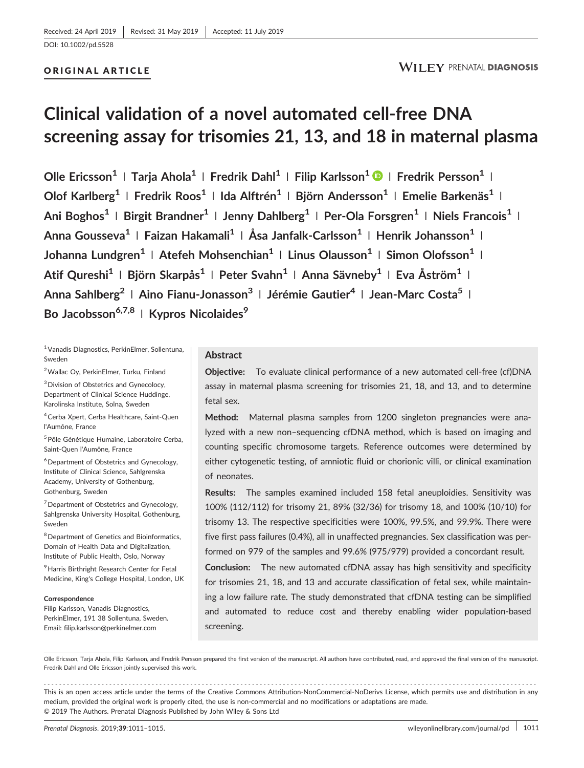Received: 24 April 2019 | Revised: 31 May 2019 | Accepted: 11 July 2019

DOI: 10.1002/pd.5528

ORIGINAL ARTICLE

# Clinical validation of a novel automated cell-free DNA screening assay for trisomies 21, 13, and 18 in maternal plasma

Olle Ericsson[1] | Tarja Ahola[1] | Fredrik Dahl[1] | Filip Karlsson[1] | Fredrik Persson[1] | Olof Karlberg[1] | Fredrik Roos[1] | Ida Alftrén[1] | Björn Andersson[1] | Emelie Barkenäs[1] | Ani Boghos[1] | Birgit Brandner[1] | Jenny Dahlberg[1] | Per-Ola Forsgren[1] | Niels Francois[1] | Anna Gousseva[1] | Faizan Hakamali[1] | Åsa Janfalk-Carlsson[1] | Henrik Johansson[1] | Johanna Lundgren[1] | Atefeh Mohsenchian[1] | Linus Olausson[1] | Simon Olofsson[1] | Atif Qureshi[1] | Björn Skarpås[1] | Peter Svahn[1] | Anna Sävneby[1] | Eva Åström[1] | Anna Sahlberg[2] | Aino Fianu-Jonasson[3] | Jérémie Gautier[4] | Jean-Marc Costa[5] | Bo Jacobsson[6,7,8] | Kypros Nicolaides[9]

[1] Vanadis Diagnostics, PerkinElmer, Sollentuna, Sweden

[2] Wallac Oy, PerkinElmer, Turku, Finland

[3] Division of Obstetrics and Gynecology, Department of Clinical Science Huddinge, Karolinska Institute, Solna, Sweden

[4] Cerba Xpert, Cerba Healthcare, Saint-Quen l'Aumône, France

[5] Pôle Génétique Humaine, Laboratoire Cerba, Saint-Quen l'Aumône, France

[6] Department of Obstetrics and Gynecology, Institute of Clinical Science, Sahlgrenska Academy, University of Gothenburg, Gothenburg, Sweden

[7] Department of Obstetrics and Gynecology, Sahlgrenska University Hospital, Gothenburg, Sweden

[8] Department of Genetics and Bioinformatics, Domain of Health Data and Digitalization, Institute of Public Health, Oslo, Norway

[9] Harris Birthright Research Center for Fetal Medicine, King's College Hospital, London, UK

**Correspondence**
Filip Karlsson, Vanadis Diagnostics, PerkinElmer, 191 38 Sollentuna, Sweden.
Email: filip.karlsson@perkinelmer.com

## Abstract

**Objective:** To evaluate clinical performance of a new automated cell-free (cf)DNA assay in maternal plasma screening for trisomies 21, 18, and 13, and to determine fetal sex.

**Method:** Maternal plasma samples from 1200 singleton pregnancies were analyzed with a new non–sequencing cfDNA method, which is based on imaging and counting specific chromosome targets. Reference outcomes were determined by either cytogenetic testing, of amniotic fluid or chorionic villi, or clinical examination of neonates.

**Results:** The samples examined included 158 fetal aneuploidies. Sensitivity was 100% (112/112) for trisomy 21, 89% (32/36) for trisomy 18, and 100% (10/10) for trisomy 13. The respective specificities were 100%, 99.5%, and 99.9%. There were five first pass failures (0.4%), all in unaffected pregnancies. Sex classification was performed on 979 of the samples and 99.6% (975/979) provided a concordant result.

**Conclusion:** The new automated cfDNA assay has high sensitivity and specificity for trisomies 21, 18, and 13 and accurate classification of fetal sex, while maintaining a low failure rate. The study demonstrated that cfDNA testing can be simplified and automated to reduce cost and thereby enabling wider population-based screening.

Olle Ericsson, Tarja Ahola, Filip Karlsson, and Fredrik Persson prepared the first version of the manuscript. All authors have contributed, read, and approved the final version of the manuscript. Fredrik Dahl and Olle Ericsson jointly supervised this work.

This is an open access article under the terms of the Creative Commons Attribution-NonCommercial-NoDerivs License, which permits use and distribution in any medium, provided the original work is properly cited, the use is non-commercial and no modifications or adaptations are made.
© 2019 The Authors. Prenatal Diagnosis Published by John Wiley & Sons Ltd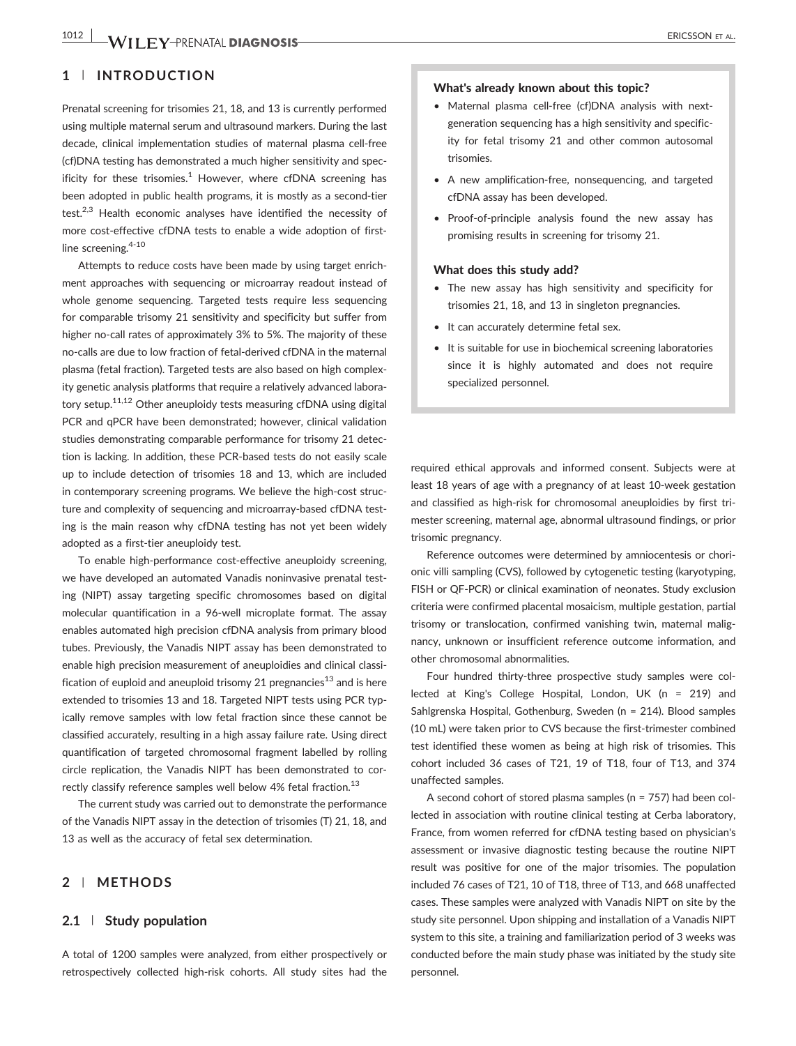## 1 | INTRODUCTION

Prenatal screening for trisomies 21, 18, and 13 is currently performed using multiple maternal serum and ultrasound markers. During the last decade, clinical implementation studies of maternal plasma cell-free (cf)DNA testing has demonstrated a much higher sensitivity and specificity for these trisomies.[1] However, where cfDNA screening has been adopted in public health programs, it is mostly as a second-tier test.[2,3] Health economic analyses have identified the necessity of more cost-effective cfDNA tests to enable a wide adoption of first-line screening.[4-10]

Attempts to reduce costs have been made by using target enrichment approaches with sequencing or microarray readout instead of whole genome sequencing. Targeted tests require less sequencing for comparable trisomy 21 sensitivity and specificity but suffer from higher no-call rates of approximately 3% to 5%. The majority of these no-calls are due to low fraction of fetal-derived cfDNA in the maternal plasma (fetal fraction). Targeted tests are also based on high complexity genetic analysis platforms that require a relatively advanced laboratory setup.[11,12] Other aneuploidy tests measuring cfDNA using digital PCR and qPCR have been demonstrated; however, clinical validation studies demonstrating comparable performance for trisomy 21 detection is lacking. In addition, these PCR-based tests do not easily scale up to include detection of trisomies 18 and 13, which are included in contemporary screening programs. We believe the high-cost structure and complexity of sequencing and microarray-based cfDNA testing is the main reason why cfDNA testing has not yet been widely adopted as a first-tier aneuploidy test.

To enable high-performance cost-effective aneuploidy screening, we have developed an automated Vanadis noninvasive prenatal testing (NIPT) assay targeting specific chromosomes based on digital molecular quantification in a 96-well microplate format. The assay enables automated high precision cfDNA analysis from primary blood tubes. Previously, the Vanadis NIPT assay has been demonstrated to enable high precision measurement of aneuploidies and clinical classification of euploid and aneuploid trisomy 21 pregnancies[13] and is here extended to trisomies 13 and 18. Targeted NIPT tests using PCR typically remove samples with low fetal fraction since these cannot be classified accurately, resulting in a high assay failure rate. Using direct quantification of targeted chromosomal fragment labelled by rolling circle replication, the Vanadis NIPT has been demonstrated to correctly classify reference samples well below 4% fetal fraction.[13]

The current study was carried out to demonstrate the performance of the Vanadis NIPT assay in the detection of trisomies (T) 21, 18, and 13 as well as the accuracy of fetal sex determination.

> **What's already known about this topic?**
>
> - Maternal plasma cell-free (cf)DNA analysis with next-generation sequencing has a high sensitivity and specificity for fetal trisomy 21 and other common autosomal trisomies.
> - A new amplification-free, nonsequencing, and targeted cfDNA assay has been developed.
> - Proof-of-principle analysis found the new assay has promising results in screening for trisomy 21.
>
> **What does this study add?**
>
> - The new assay has high sensitivity and specificity for trisomies 21, 18, and 13 in singleton pregnancies.
> - It can accurately determine fetal sex.
> - It is suitable for use in biochemical screening laboratories since it is highly automated and does not require specialized personnel.

## 2 | METHODS

### 2.1 | Study population

A total of 1200 samples were analyzed, from either prospectively or retrospectively collected high-risk cohorts. All study sites had the required ethical approvals and informed consent. Subjects were at least 18 years of age with a pregnancy of at least 10-week gestation and classified as high-risk for chromosomal aneuploidies by first trimester screening, maternal age, abnormal ultrasound findings, or prior trisomic pregnancy.

Reference outcomes were determined by amniocentesis or chorionic villi sampling (CVS), followed by cytogenetic testing (karyotyping, FISH or QF-PCR) or clinical examination of neonates. Study exclusion criteria were confirmed placental mosaicism, multiple gestation, partial trisomy or translocation, confirmed vanishing twin, maternal malignancy, unknown or insufficient reference outcome information, and other chromosomal abnormalities.

Four hundred thirty-three prospective study samples were collected at King's College Hospital, London, UK (n = 219) and Sahlgrenska Hospital, Gothenburg, Sweden (n = 214). Blood samples (10 mL) were taken prior to CVS because the first-trimester combined test identified these women as being at high risk of trisomies. This cohort included 36 cases of T21, 19 of T18, four of T13, and 374 unaffected samples.

A second cohort of stored plasma samples (n = 757) had been collected in association with routine clinical testing at Cerba laboratory, France, from women referred for cfDNA testing based on physician's assessment or invasive diagnostic testing because the routine NIPT result was positive for one of the major trisomies. The population included 76 cases of T21, 10 of T18, three of T13, and 668 unaffected cases. These samples were analyzed with Vanadis NIPT on site by the study site personnel. Upon shipping and installation of a Vanadis NIPT system to this site, a training and familiarization period of 3 weeks was conducted before the main study phase was initiated by the study site personnel.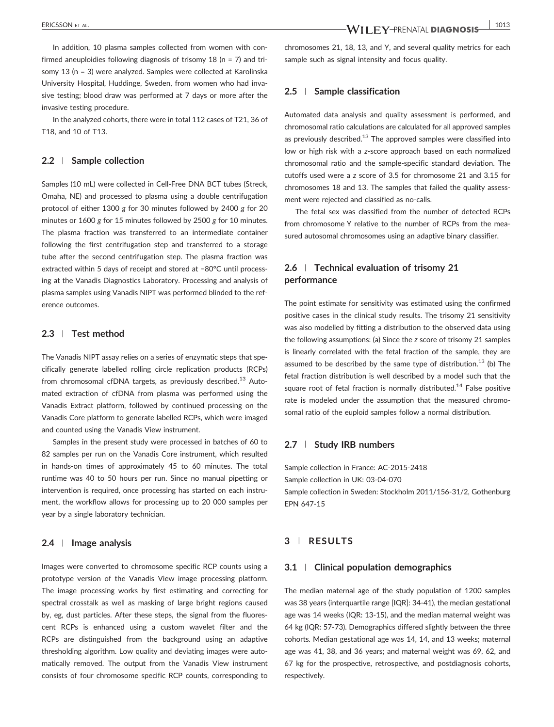In addition, 10 plasma samples collected from women with confirmed aneuploidies following diagnosis of trisomy 18 (n = 7) and trisomy 13 (n = 3) were analyzed. Samples were collected at Karolinska University Hospital, Huddinge, Sweden, from women who had invasive testing; blood draw was performed at 7 days or more after the invasive testing procedure.

In the analyzed cohorts, there were in total 112 cases of T21, 36 of T18, and 10 of T13.

### 2.2 | Sample collection

Samples (10 mL) were collected in Cell-Free DNA BCT tubes (Streck, Omaha, NE) and processed to plasma using a double centrifugation protocol of either 1300 *g* for 30 minutes followed by 2400 *g* for 20 minutes or 1600 *g* for 15 minutes followed by 2500 *g* for 10 minutes. The plasma fraction was transferred to an intermediate container following the first centrifugation step and transferred to a storage tube after the second centrifugation step. The plasma fraction was extracted within 5 days of receipt and stored at −80°C until processing at the Vanadis Diagnostics Laboratory. Processing and analysis of plasma samples using Vanadis NIPT was performed blinded to the reference outcomes.

### 2.3 | Test method

The Vanadis NIPT assay relies on a series of enzymatic steps that specifically generate labelled rolling circle replication products (RCPs) from chromosomal cfDNA targets, as previously described.[13] Automated extraction of cfDNA from plasma was performed using the Vanadis Extract platform, followed by continued processing on the Vanadis Core platform to generate labelled RCPs, which were imaged and counted using the Vanadis View instrument.

Samples in the present study were processed in batches of 60 to 82 samples per run on the Vanadis Core instrument, which resulted in hands-on times of approximately 45 to 60 minutes. The total runtime was 40 to 50 hours per run. Since no manual pipetting or intervention is required, once processing has started on each instrument, the workflow allows for processing up to 20 000 samples per year by a single laboratory technician.

### 2.4 | Image analysis

Images were converted to chromosome specific RCP counts using a prototype version of the Vanadis View image processing platform. The image processing works by first estimating and correcting for spectral crosstalk as well as masking of large bright regions caused by, eg, dust particles. After these steps, the signal from the fluorescent RCPs is enhanced using a custom wavelet filter and the RCPs are distinguished from the background using an adaptive thresholding algorithm. Low quality and deviating images were automatically removed. The output from the Vanadis View instrument consists of four chromosome specific RCP counts, corresponding to chromosomes 21, 18, 13, and Y, and several quality metrics for each sample such as signal intensity and focus quality.

### 2.5 | Sample classification

Automated data analysis and quality assessment is performed, and chromosomal ratio calculations are calculated for all approved samples as previously described.[13] The approved samples were classified into low or high risk with a *z*-score approach based on each normalized chromosomal ratio and the sample-specific standard deviation. The cutoffs used were a *z* score of 3.5 for chromosome 21 and 3.15 for chromosomes 18 and 13. The samples that failed the quality assessment were rejected and classified as no-calls.

The fetal sex was classified from the number of detected RCPs from chromosome Y relative to the number of RCPs from the measured autosomal chromosomes using an adaptive binary classifier.

### 2.6 | Technical evaluation of trisomy 21 performance

The point estimate for sensitivity was estimated using the confirmed positive cases in the clinical study results. The trisomy 21 sensitivity was also modelled by fitting a distribution to the observed data using the following assumptions: (a) Since the *z* score of trisomy 21 samples is linearly correlated with the fetal fraction of the sample, they are assumed to be described by the same type of distribution.[13] (b) The fetal fraction distribution is well described by a model such that the square root of fetal fraction is normally distributed.[14] False positive rate is modeled under the assumption that the measured chromosomal ratio of the euploid samples follow a normal distribution.

### 2.7 | Study IRB numbers

Sample collection in France: AC-2015-2418
Sample collection in UK: 03-04-070
Sample collection in Sweden: Stockholm 2011/156-31/2, Gothenburg EPN 647-15

## 3 | RESULTS

### 3.1 | Clinical population demographics

The median maternal age of the study population of 1200 samples was 38 years (interquartile range [IQR]: 34-41), the median gestational age was 14 weeks (IQR: 13-15), and the median maternal weight was 64 kg (IQR: 57-73). Demographics differed slightly between the three cohorts. Median gestational age was 14, 14, and 13 weeks; maternal age was 41, 38, and 36 years; and maternal weight was 69, 62, and 67 kg for the prospective, retrospective, and postdiagnosis cohorts, respectively.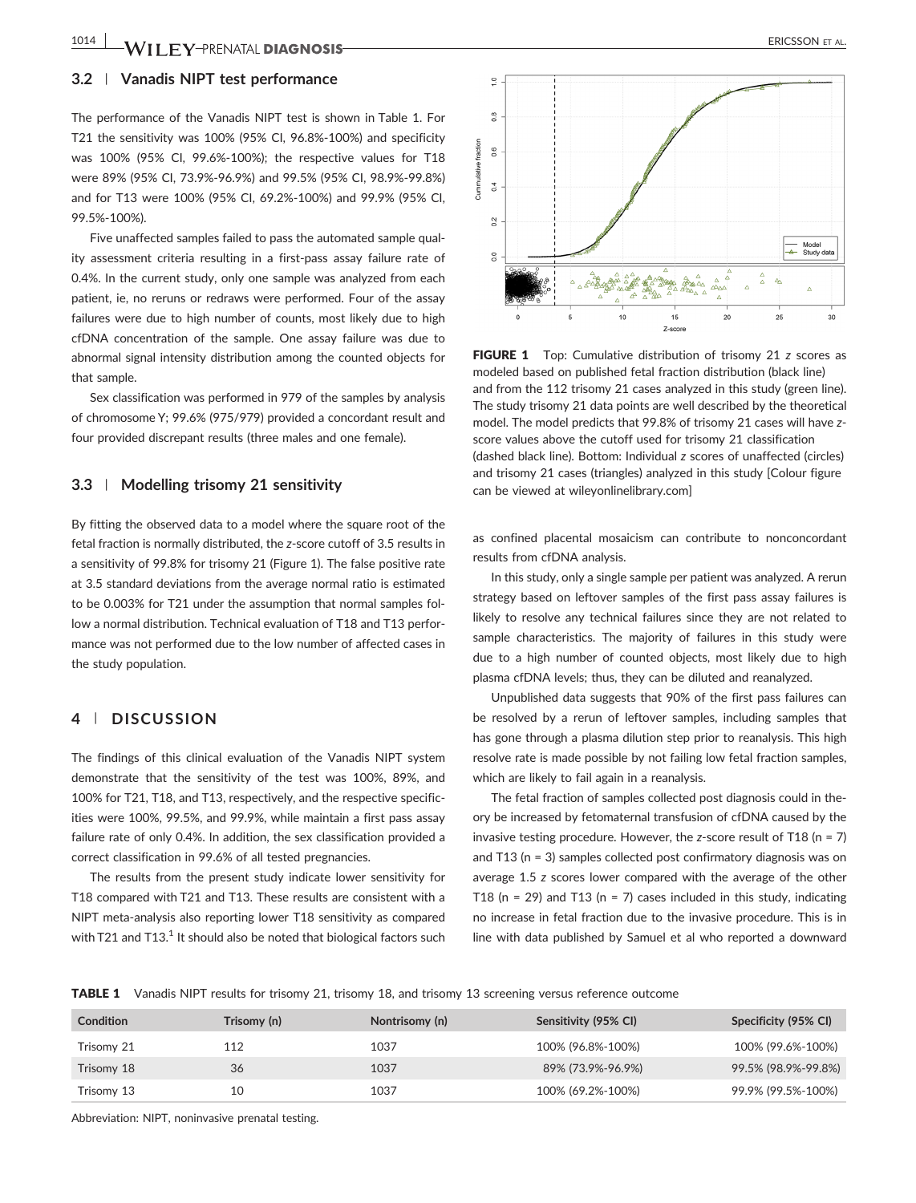## 3.2 | Vanadis NIPT test performance

The performance of the Vanadis NIPT test is shown in Table 1. For T21 the sensitivity was 100% (95% CI, 96.8%-100%) and specificity was 100% (95% CI, 99.6%-100%); the respective values for T18 were 89% (95% CI, 73.9%-96.9%) and 99.5% (95% CI, 98.9%-99.8%) and for T13 were 100% (95% CI, 69.2%-100%) and 99.9% (95% CI, 99.5%-100%).

Five unaffected samples failed to pass the automated sample quality assessment criteria resulting in a first-pass assay failure rate of 0.4%. In the current study, only one sample was analyzed from each patient, ie, no reruns or redraws were performed. Four of the assay failures were due to high number of counts, most likely due to high cfDNA concentration of the sample. One assay failure was due to abnormal signal intensity distribution among the counted objects for that sample.

Sex classification was performed in 979 of the samples by analysis of chromosome Y; 99.6% (975/979) provided a concordant result and four provided discrepant results (three males and one female).

## 3.3 | Modelling trisomy 21 sensitivity

By fitting the observed data to a model where the square root of the fetal fraction is normally distributed, the *z*-score cutoff of 3.5 results in a sensitivity of 99.8% for trisomy 21 (Figure 1). The false positive rate at 3.5 standard deviations from the average normal ratio is estimated to be 0.003% for T21 under the assumption that normal samples follow a normal distribution. Technical evaluation of T18 and T13 performance was not performed due to the low number of affected cases in the study population.

**FIGURE 1** Top: Cumulative distribution of trisomy 21 *z* scores as modeled based on published fetal fraction distribution (black line) and from the 112 trisomy 21 cases analyzed in this study (green line). The study trisomy 21 data points are well described by the theoretical model. The model predicts that 99.8% of trisomy 21 cases will have *z*-score values above the cutoff used for trisomy 21 classification (dashed black line). Bottom: Individual *z* scores of unaffected (circles) and trisomy 21 cases (triangles) analyzed in this study [Colour figure can be viewed at wileyonlinelibrary.com]

## 4 | DISCUSSION

The findings of this clinical evaluation of the Vanadis NIPT system demonstrate that the sensitivity of the test was 100%, 89%, and 100% for T21, T18, and T13, respectively, and the respective specificities were 100%, 99.5%, and 99.9%, while maintain a first pass assay failure rate of only 0.4%. In addition, the sex classification provided a correct classification in 99.6% of all tested pregnancies.

The results from the present study indicate lower sensitivity for T18 compared with T21 and T13. These results are consistent with a NIPT meta-analysis also reporting lower T18 sensitivity as compared with T21 and T13.[1] It should also be noted that biological factors such as confined placental mosaicism can contribute to nonconcordant results from cfDNA analysis.

In this study, only a single sample per patient was analyzed. A rerun strategy based on leftover samples of the first pass assay failures is likely to resolve any technical failures since they are not related to sample characteristics. The majority of failures in this study were due to a high number of counted objects, most likely due to high plasma cfDNA levels; thus, they can be diluted and reanalyzed.

Unpublished data suggests that 90% of the first pass failures can be resolved by a rerun of leftover samples, including samples that has gone through a plasma dilution step prior to reanalysis. This high resolve rate is made possible by not failing low fetal fraction samples, which are likely to fail again in a reanalysis.

The fetal fraction of samples collected post diagnosis could in theory be increased by fetomaternal transfusion of cfDNA caused by the invasive testing procedure. However, the *z*-score result of T18 (n = 7) and T13 (n = 3) samples collected post confirmatory diagnosis was on average 1.5 *z* scores lower compared with the average of the other T18 (n = 29) and T13 (n = 7) cases included in this study, indicating no increase in fetal fraction due to the invasive procedure. This is in line with data published by Samuel et al who reported a downward

**TABLE 1** Vanadis NIPT results for trisomy 21, trisomy 18, and trisomy 13 screening versus reference outcome

| Condition | Trisomy (n) | Nontrisomy (n) | Sensitivity (95% CI) | Specificity (95% CI) |
|---|---|---|---|---|
| Trisomy 21 | 112 | 1037 | 100% (96.8%-100%) | 100% (99.6%-100%) |
| Trisomy 18 | 36 | 1037 | 89% (73.9%-96.9%) | 99.5% (98.9%-99.8%) |
| Trisomy 13 | 10 | 1037 | 100% (69.2%-100%) | 99.9% (99.5%-100%) |

Abbreviation: NIPT, noninvasive prenatal testing.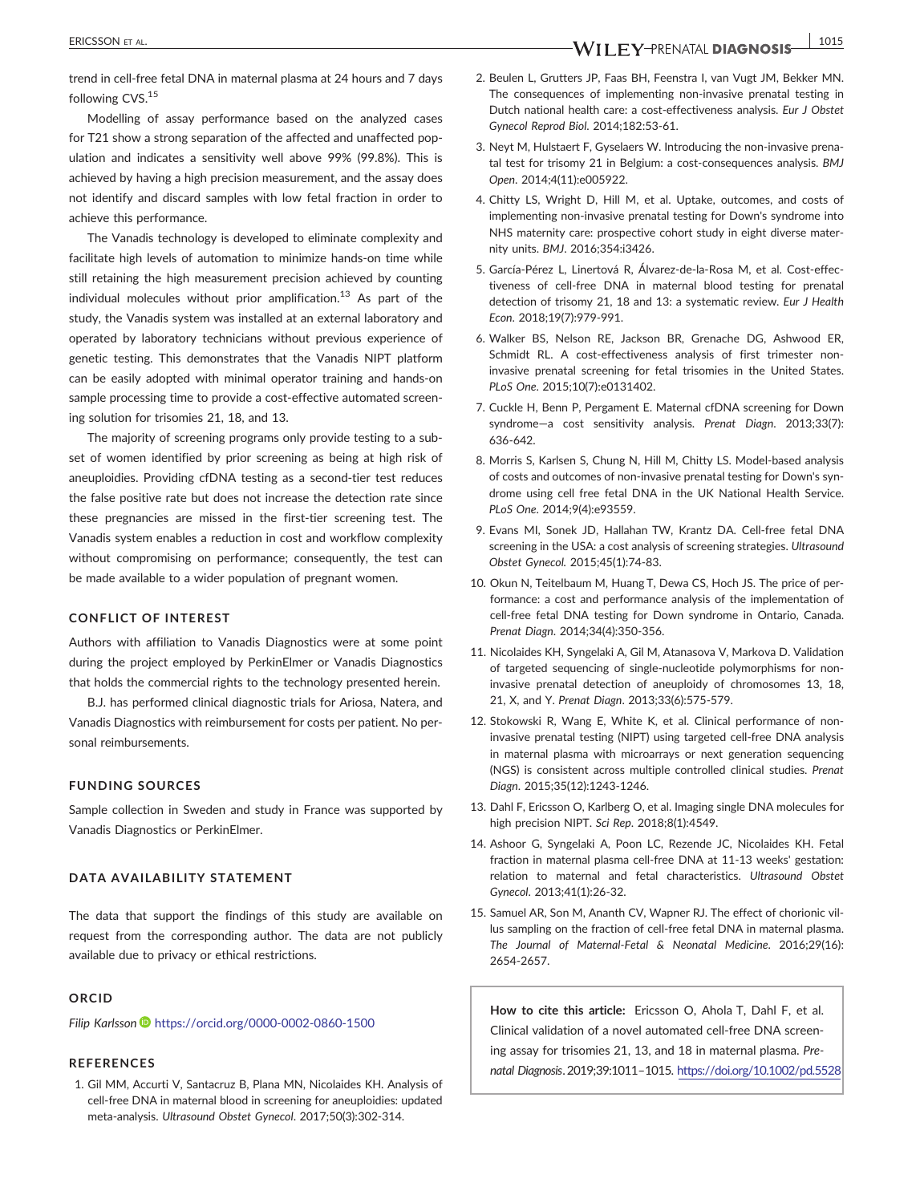trend in cell-free fetal DNA in maternal plasma at 24 hours and 7 days following CVS.[15]

Modelling of assay performance based on the analyzed cases for T21 show a strong separation of the affected and unaffected population and indicates a sensitivity well above 99% (99.8%). This is achieved by having a high precision measurement, and the assay does not identify and discard samples with low fetal fraction in order to achieve this performance.

The Vanadis technology is developed to eliminate complexity and facilitate high levels of automation to minimize hands-on time while still retaining the high measurement precision achieved by counting individual molecules without prior amplification.[13] As part of the study, the Vanadis system was installed at an external laboratory and operated by laboratory technicians without previous experience of genetic testing. This demonstrates that the Vanadis NIPT platform can be easily adopted with minimal operator training and hands-on sample processing time to provide a cost-effective automated screening solution for trisomies 21, 18, and 13.

The majority of screening programs only provide testing to a subset of women identified by prior screening as being at high risk of aneuploidies. Providing cfDNA testing as a second-tier test reduces the false positive rate but does not increase the detection rate since these pregnancies are missed in the first-tier screening test. The Vanadis system enables a reduction in cost and workflow complexity without compromising on performance; consequently, the test can be made available to a wider population of pregnant women.

## CONFLICT OF INTEREST

Authors with affiliation to Vanadis Diagnostics were at some point during the project employed by PerkinElmer or Vanadis Diagnostics that holds the commercial rights to the technology presented herein.

B.J. has performed clinical diagnostic trials for Ariosa, Natera, and Vanadis Diagnostics with reimbursement for costs per patient. No personal reimbursements.

## FUNDING SOURCES

Sample collection in Sweden and study in France was supported by Vanadis Diagnostics or PerkinElmer.

## DATA AVAILABILITY STATEMENT

The data that support the findings of this study are available on request from the corresponding author. The data are not publicly available due to privacy or ethical restrictions.

## ORCID

*Filip Karlsson* https://orcid.org/0000-0002-0860-1500

## REFERENCES

1. Gil MM, Accurti V, Santacruz B, Plana MN, Nicolaides KH. Analysis of cell-free DNA in maternal blood in screening for aneuploidies: updated meta-analysis. *Ultrasound Obstet Gynecol*. 2017;50(3):302-314.
2. Beulen L, Grutters JP, Faas BH, Feenstra I, van Vugt JM, Bekker MN. The consequences of implementing non-invasive prenatal testing in Dutch national health care: a cost-effectiveness analysis. *Eur J Obstet Gynecol Reprod Biol*. 2014;182:53-61.
3. Neyt M, Hulstaert F, Gyselaers W. Introducing the non-invasive prenatal test for trisomy 21 in Belgium: a cost-consequences analysis. *BMJ Open*. 2014;4(11):e005922.
4. Chitty LS, Wright D, Hill M, et al. Uptake, outcomes, and costs of implementing non-invasive prenatal testing for Down's syndrome into NHS maternity care: prospective cohort study in eight diverse maternity units. *BMJ*. 2016;354:i3426.
5. García-Pérez L, Linertová R, Álvarez-de-la-Rosa M, et al. Cost-effectiveness of cell-free DNA in maternal blood testing for prenatal detection of trisomy 21, 18 and 13: a systematic review. *Eur J Health Econ*. 2018;19(7):979-991.
6. Walker BS, Nelson RE, Jackson BR, Grenache DG, Ashwood ER, Schmidt RL. A cost-effectiveness analysis of first trimester non-invasive prenatal screening for fetal trisomies in the United States. *PLoS One*. 2015;10(7):e0131402.
7. Cuckle H, Benn P, Pergament E. Maternal cfDNA screening for Down syndrome—a cost sensitivity analysis. *Prenat Diagn*. 2013;33(7):636-642.
8. Morris S, Karlsen S, Chung N, Hill M, Chitty LS. Model-based analysis of costs and outcomes of non-invasive prenatal testing for Down's syndrome using cell free fetal DNA in the UK National Health Service. *PLoS One*. 2014;9(4):e93559.
9. Evans MI, Sonek JD, Hallahan TW, Krantz DA. Cell-free fetal DNA screening in the USA: a cost analysis of screening strategies. *Ultrasound Obstet Gynecol.* 2015;45(1):74-83.
10. Okun N, Teitelbaum M, Huang T, Dewa CS, Hoch JS. The price of performance: a cost and performance analysis of the implementation of cell-free fetal DNA testing for Down syndrome in Ontario, Canada. *Prenat Diagn*. 2014;34(4):350-356.
11. Nicolaides KH, Syngelaki A, Gil M, Atanasova V, Markova D. Validation of targeted sequencing of single-nucleotide polymorphisms for non-invasive prenatal detection of aneuploidy of chromosomes 13, 18, 21, X, and Y. *Prenat Diagn*. 2013;33(6):575-579.
12. Stokowski R, Wang E, White K, et al. Clinical performance of non-invasive prenatal testing (NIPT) using targeted cell-free DNA analysis in maternal plasma with microarrays or next generation sequencing (NGS) is consistent across multiple controlled clinical studies. *Prenat Diagn*. 2015;35(12):1243-1246.
13. Dahl F, Ericsson O, Karlberg O, et al. Imaging single DNA molecules for high precision NIPT. *Sci Rep*. 2018;8(1):4549.
14. Ashoor G, Syngelaki A, Poon LC, Rezende JC, Nicolaides KH. Fetal fraction in maternal plasma cell-free DNA at 11-13 weeks' gestation: relation to maternal and fetal characteristics. *Ultrasound Obstet Gynecol*. 2013;41(1):26-32.
15. Samuel AR, Son M, Ananth CV, Wapner RJ. The effect of chorionic villus sampling on the fraction of cell-free fetal DNA in maternal plasma. *The Journal of Maternal-Fetal & Neonatal Medicine*. 2016;29(16):2654-2657.

**How to cite this article:** Ericsson O, Ahola T, Dahl F, et al. Clinical validation of a novel automated cell-free DNA screening assay for trisomies 21, 13, and 18 in maternal plasma. *Prenatal Diagnosis*. 2019;39:1011–1015. https://doi.org/10.1002/pd.5528